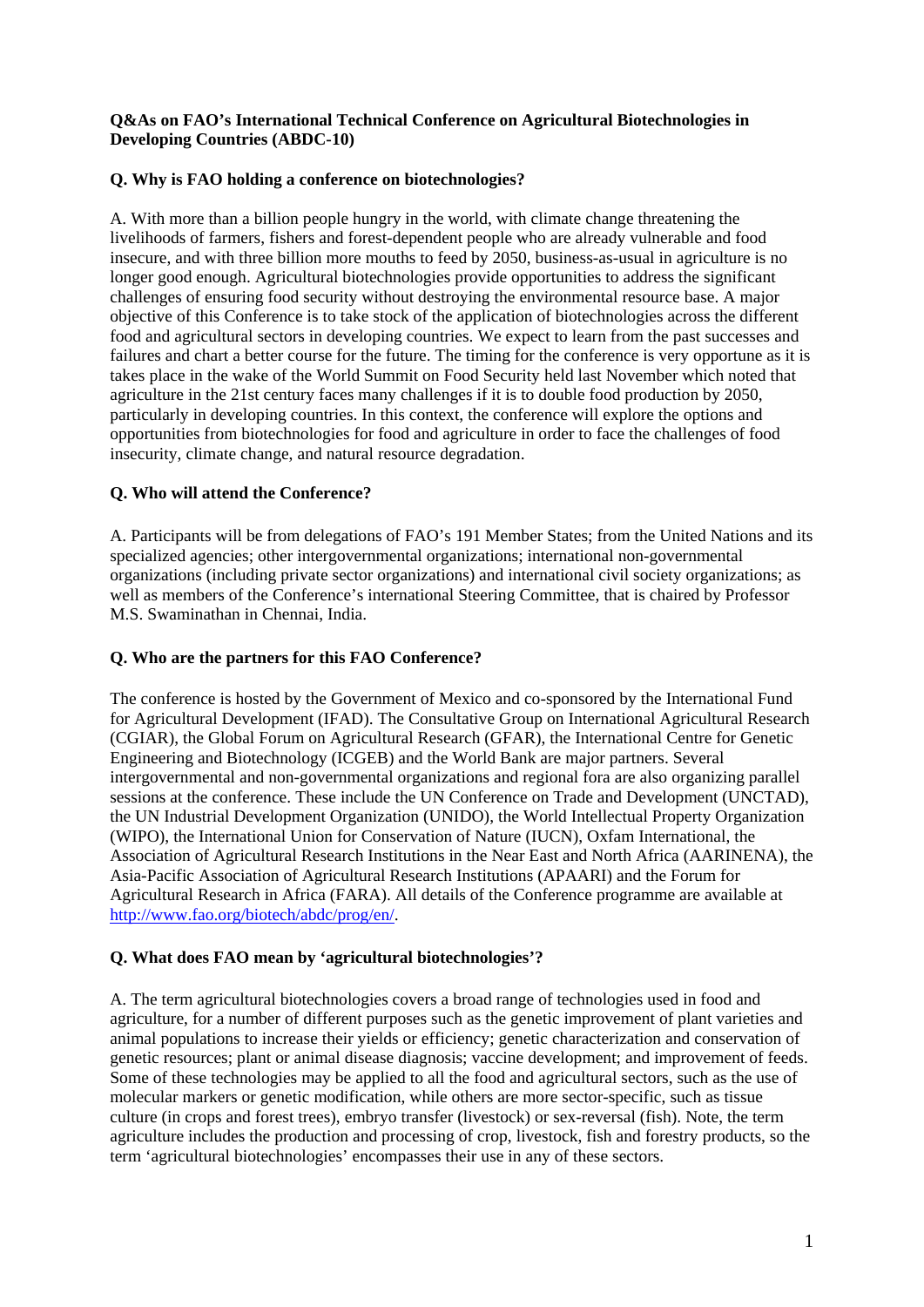**Q&As on FAO's International Technical Conference on Agricultural Biotechnologies in Developing Countries (ABDC-10)**

**Q. Why is FAO holding a conference on biotechnologies?**

A. With more than a billion people hungry in the world, with climate change threatening the livelihoods of farmers, fishers and forest-dependent people who are already vulnerable and food insecure, and with three billion more mouths to feed by 2050, business-as-usual in agriculture is no longer good enough. Agricultural biotechnologies provide opportunities to address the significant challenges of ensuring food security without destroying the environmental resource base. A major objective of this Conference is to take stock of the application of biotechnologies across the different food and agricultural sectors in developing countries. We expect to learn from the past successes and failures and chart a better course for the future. The timing for the conference is very opportune as it is takes place in the wake of the World Summit on Food Security held last November which noted that agriculture in the 21st century faces many challenges if it is to double food production by 2050, particularly in developing countries. In this context, the conference will explore the options and opportunities from biotechnologies for food and agriculture in order to face the challenges of food insecurity, climate change, and natural resource degradation.

**Q. Who will attend the Conference?**

A. Participants will be from delegations of FAO's 191 Member States; from the United Nations and its specialized agencies; other intergovernmental organizations; international non-governmental organizations (including private sector organizations) and international civil society organizations; as well as members of the Conference's international Steering Committee, that is chaired by Professor M.S. Swaminathan in Chennai, India.

**Q. Who are the partners for this FAO Conference?**

The conference is hosted by the Government of Mexico and co-sponsored by the International Fund for Agricultural Development (IFAD). The Consultative Group on International Agricultural Research (CGIAR), the Global Forum on Agricultural Research (GFAR), the International Centre for Genetic Engineering and Biotechnology (ICGEB) and the World Bank are major partners. Several intergovernmental and non-governmental organizations and regional fora are also organizing parallel sessions at the conference. These include the UN Conference on Trade and Development (UNCTAD), the UN Industrial Development Organization (UNIDO), the World Intellectual Property Organization (WIPO), the International Union for Conservation of Nature (IUCN), Oxfam International, the Association of Agricultural Research Institutions in the Near East and North Africa (AARINENA), the Asia-Pacific Association of Agricultural Research Institutions (APAARI) and the Forum for Agricultural Research in Africa (FARA). All details of the Conference programme are available at http://www.fao.org/biotech/abdc/prog/en/.

**Q. What does FAO mean by 'agricultural biotechnologies'?**

A. The term agricultural biotechnologies covers a broad range of technologies used in food and agriculture, for a number of different purposes such as the genetic improvement of plant varieties and animal populations to increase their yields or efficiency; genetic characterization and conservation of genetic resources; plant or animal disease diagnosis; vaccine development; and improvement of feeds. Some of these technologies may be applied to all the food and agricultural sectors, such as the use of molecular markers or genetic modification, while others are more sector-specific, such as tissue culture (in crops and forest trees), embryo transfer (livestock) or sex-reversal (fish). Note, the term agriculture includes the production and processing of crop, livestock, fish and forestry products, so the term 'agricultural biotechnologies' encompasses their use in any of these sectors.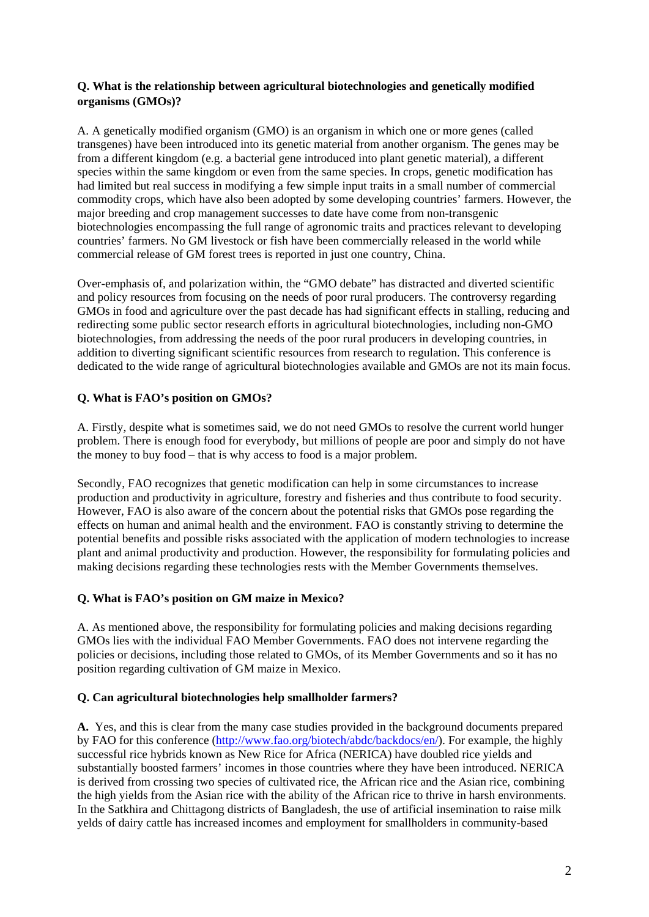**Q. What is the relationship between agricultural biotechnologies and genetically modified organisms (GMOs)?**

A. A genetically modified organism (GMO) is an organism in which one or more genes (called transgenes) have been introduced into its genetic material from another organism. The genes may be from a different kingdom (e.g. a bacterial gene introduced into plant genetic material), a different species within the same kingdom or even from the same species. In crops, genetic modification has had limited but real success in modifying a few simple input traits in a small number of commercial commodity crops, which have also been adopted by some developing countries' farmers. However, the major breeding and crop management successes to date have come from non-transgenic biotechnologies encompassing the full range of agronomic traits and practices relevant to developing countries' farmers. No GM livestock or fish have been commercially released in the world while commercial release of GM forest trees is reported in just one country, China.

Over-emphasis of, and polarization within, the "GMO debate" has distracted and diverted scientific and policy resources from focusing on the needs of poor rural producers. The controversy regarding GMOs in food and agriculture over the past decade has had significant effects in stalling, reducing and redirecting some public sector research efforts in agricultural biotechnologies, including non-GMO biotechnologies, from addressing the needs of the poor rural producers in developing countries, in addition to diverting significant scientific resources from research to regulation. This conference is dedicated to the wide range of agricultural biotechnologies available and GMOs are not its main focus.

**Q. What is FAO's position on GMOs?**

A. Firstly, despite what is sometimes said, we do not need GMOs to resolve the current world hunger problem. There is enough food for everybody, but millions of people are poor and simply do not have the money to buy food – that is why access to food is a major problem.

Secondly, FAO recognizes that genetic modification can help in some circumstances to increase production and productivity in agriculture, forestry and fisheries and thus contribute to food security. However, FAO is also aware of the concern about the potential risks that GMOs pose regarding the effects on human and animal health and the environment. FAO is constantly striving to determine the potential benefits and possible risks associated with the application of modern technologies to increase plant and animal productivity and production. However, the responsibility for formulating policies and making decisions regarding these technologies rests with the Member Governments themselves.

**Q. What is FAO's position on GM maize in Mexico?**

A. As mentioned above, the responsibility for formulating policies and making decisions regarding GMOs lies with the individual FAO Member Governments. FAO does not intervene regarding the policies or decisions, including those related to GMOs, of its Member Governments and so it has no position regarding cultivation of GM maize in Mexico.

**Q. Can agricultural biotechnologies help smallholder farmers?**

**A.** Yes, and this is clear from the many case studies provided in the background documents prepared by FAO for this conference (http://www.fao.org/biotech/abdc/backdocs/en/). For example, the highly successful rice hybrids known as New Rice for Africa (NERICA) have doubled rice yields and substantially boosted farmers' incomes in those countries where they have been introduced. NERICA is derived from crossing two species of cultivated rice, the African rice and the Asian rice, combining the high yields from the Asian rice with the ability of the African rice to thrive in harsh environments. In the Satkhira and Chittagong districts of Bangladesh, the use of artificial insemination to raise milk yelds of dairy cattle has increased incomes and employment for smallholders in community-based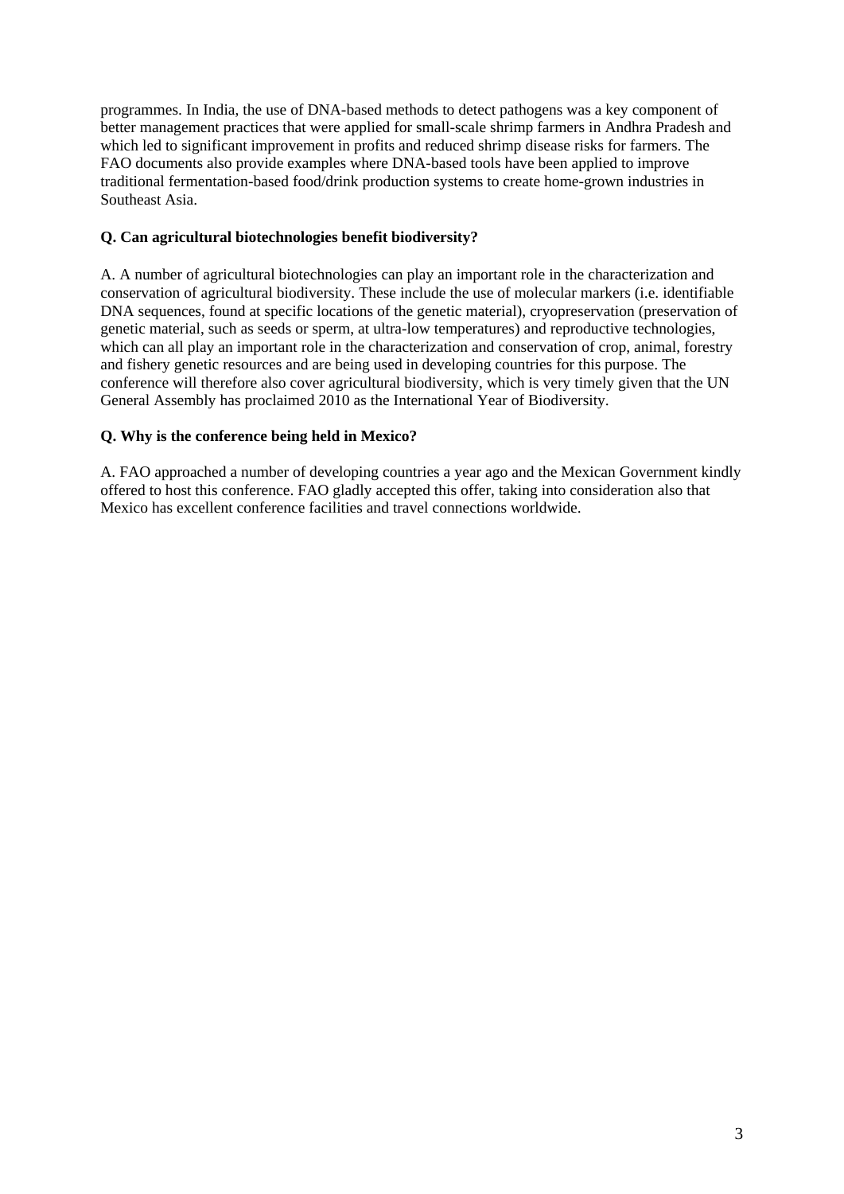programmes. In India, the use of DNA-based methods to detect pathogens was a key component of better management practices that were applied for small-scale shrimp farmers in Andhra Pradesh and which led to significant improvement in profits and reduced shrimp disease risks for farmers. The FAO documents also provide examples where DNA-based tools have been applied to improve traditional fermentation-based food/drink production systems to create home-grown industries in Southeast Asia.

**Q. Can agricultural biotechnologies benefit biodiversity?**

A. A number of agricultural biotechnologies can play an important role in the characterization and conservation of agricultural biodiversity. These include the use of molecular markers (i.e. identifiable DNA sequences, found at specific locations of the genetic material), cryopreservation (preservation of genetic material, such as seeds or sperm, at ultra-low temperatures) and reproductive technologies, which can all play an important role in the characterization and conservation of crop, animal, forestry and fishery genetic resources and are being used in developing countries for this purpose. The conference will therefore also cover agricultural biodiversity, which is very timely given that the UN General Assembly has proclaimed 2010 as the International Year of Biodiversity.

**Q. Why is the conference being held in Mexico?**

A. FAO approached a number of developing countries a year ago and the Mexican Government kindly offered to host this conference. FAO gladly accepted this offer, taking into consideration also that Mexico has excellent conference facilities and travel connections worldwide.